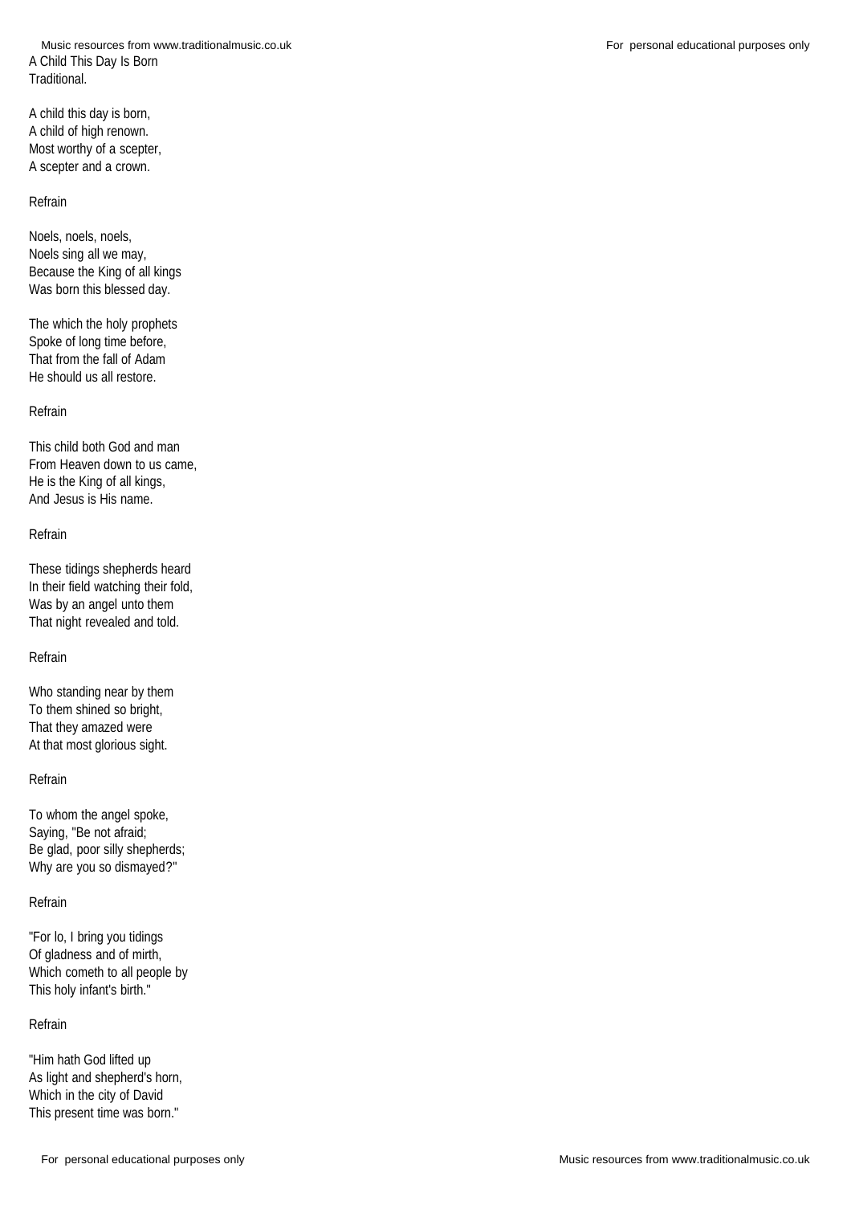# A Child This Day Is Born

Traditional.

A child this day is born,
A child of high renown.
Most worthy of a scepter,
A scepter and a crown.

Refrain

Noels, noels, noels,
Noels sing all we may,
Because the King of all kings
Was born this blessed day.

The which the holy prophets
Spoke of long time before,
That from the fall of Adam
He should us all restore.

Refrain

This child both God and man
From Heaven down to us came,
He is the King of all kings,
And Jesus is His name.

Refrain

These tidings shepherds heard
In their field watching their fold,
Was by an angel unto them
That night revealed and told.

Refrain

Who standing near by them
To them shined so bright,
That they amazed were
At that most glorious sight.

Refrain

To whom the angel spoke,
Saying, "Be not afraid;
Be glad, poor silly shepherds;
Why are you so dismayed?"

Refrain

"For lo, I bring you tidings
Of gladness and of mirth,
Which cometh to all people by
This holy infant's birth."

Refrain

"Him hath God lifted up
As light and shepherd's horn,
Which in the city of David
This present time was born."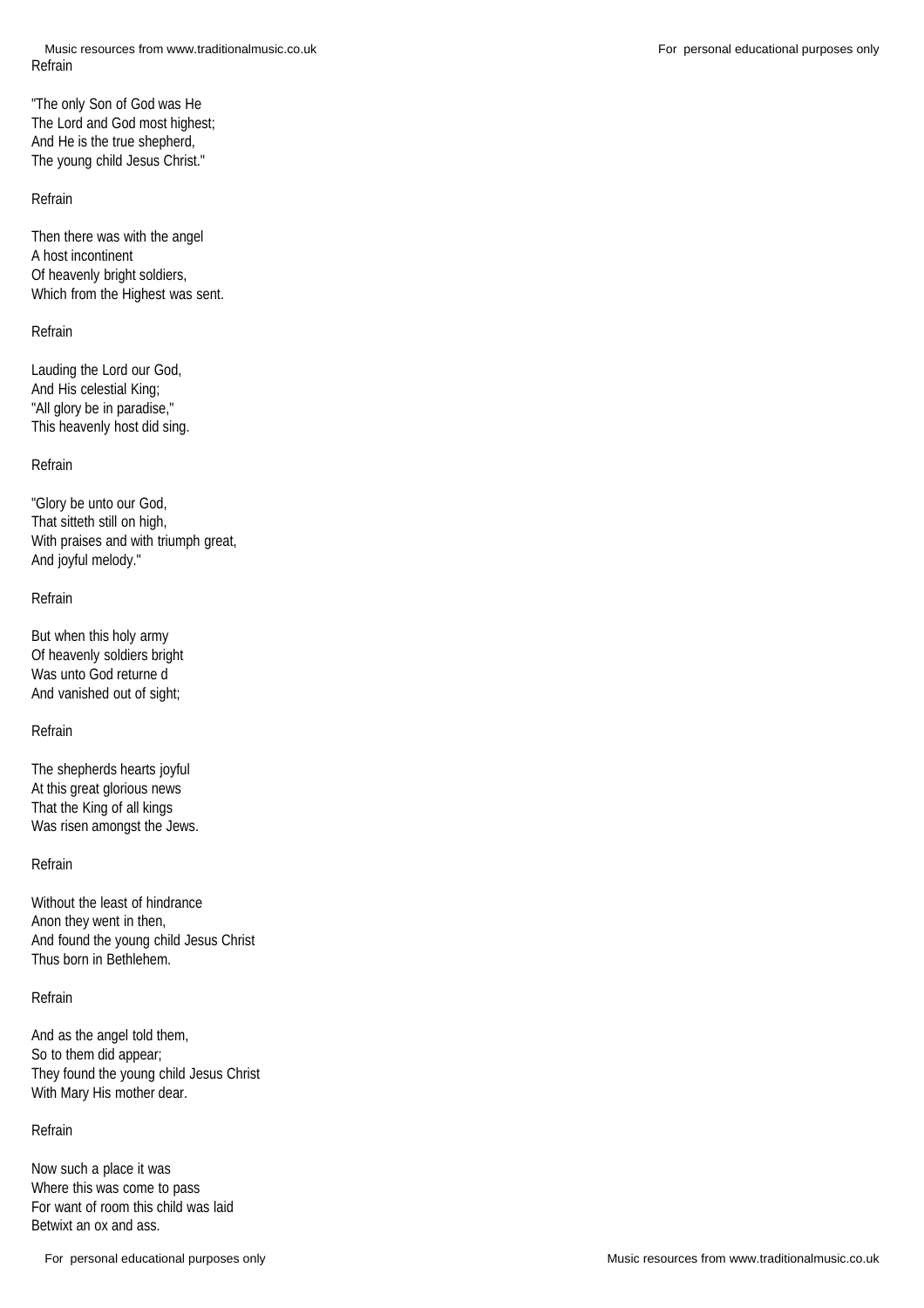Refrain

"The only Son of God was He  
The Lord and God most highest;  
And He is the true shepherd,  
The young child Jesus Christ."

Refrain

Then there was with the angel  
A host incontinent  
Of heavenly bright soldiers,  
Which from the Highest was sent.

Refrain

Lauding the Lord our God,  
And His celestial King;  
"All glory be in paradise,"  
This heavenly host did sing.

Refrain

"Glory be unto our God,  
That sitteth still on high,  
With praises and with triumph great,  
And joyful melody."

Refrain

But when this holy army  
Of heavenly soldiers bright  
Was unto God returne d  
And vanished out of sight;

Refrain

The shepherds hearts joyful  
At this great glorious news  
That the King of all kings  
Was risen amongst the Jews.

Refrain

Without the least of hindrance  
Anon they went in then,  
And found the young child Jesus Christ  
Thus born in Bethlehem.

Refrain

And as the angel told them,  
So to them did appear;  
They found the young child Jesus Christ  
With Mary His mother dear.

Refrain

Now such a place it was  
Where this was come to pass  
For want of room this child was laid  
Betwixt an ox and ass.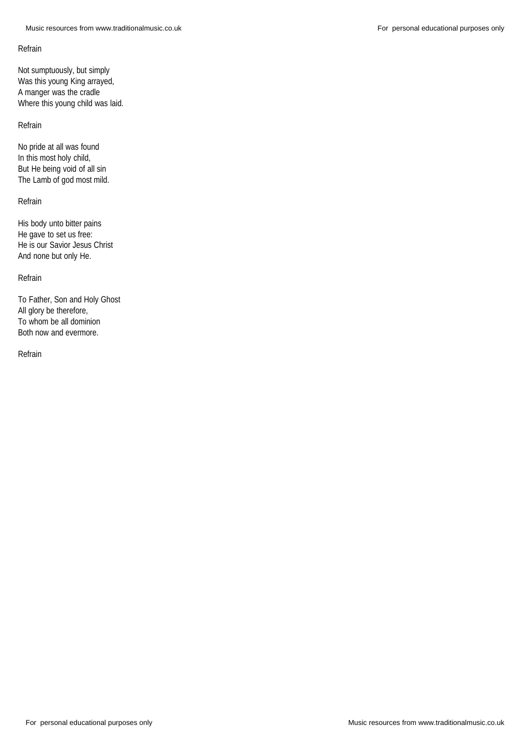Refrain

Not sumptuously, but simply
Was this young King arrayed,
A manger was the cradle
Where this young child was laid.

Refrain

No pride at all was found
In this most holy child,
But He being void of all sin
The Lamb of god most mild.

Refrain

His body unto bitter pains
He gave to set us free:
He is our Savior Jesus Christ
And none but only He.

Refrain

To Father, Son and Holy Ghost
All glory be therefore,
To whom be all dominion
Both now and evermore.

Refrain